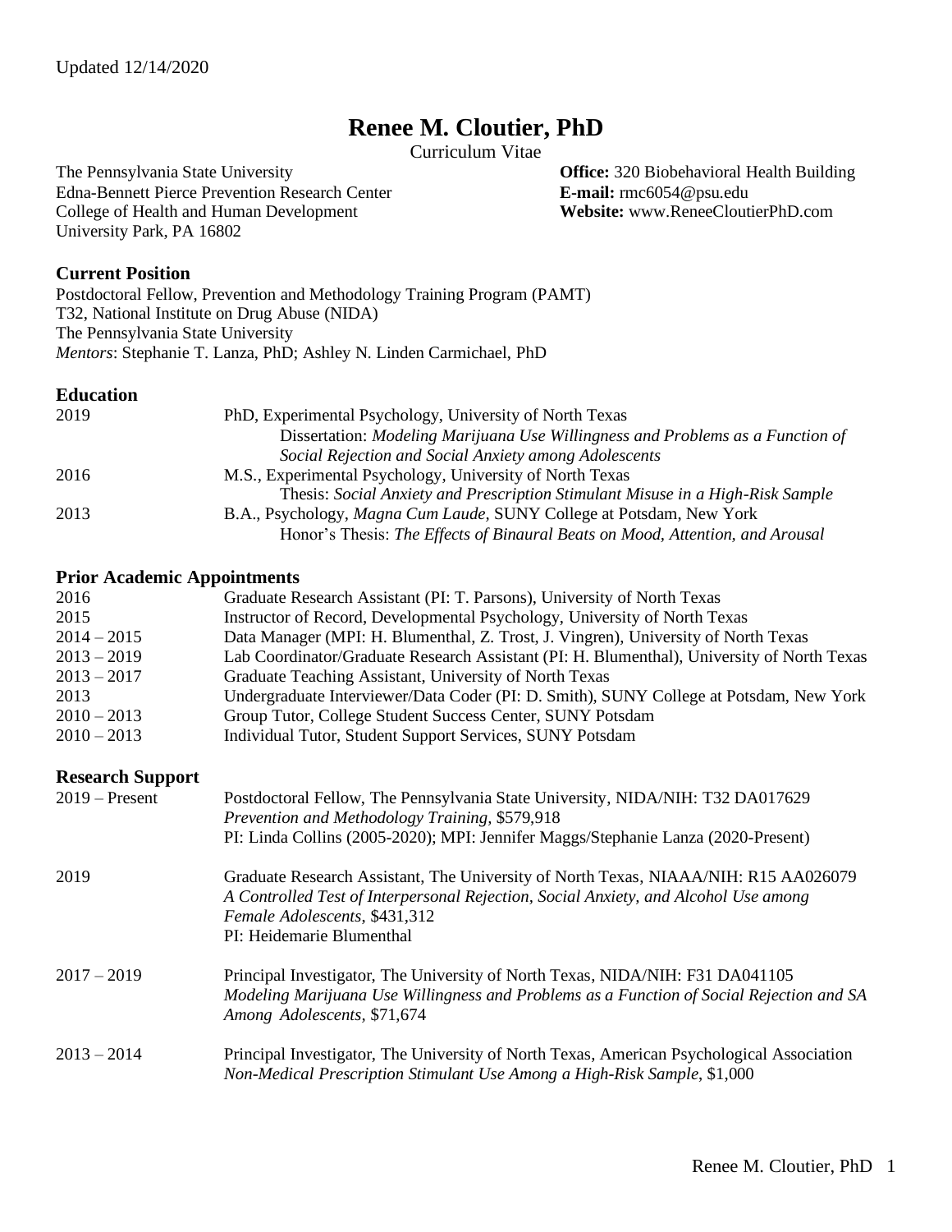Updated 12/14/2020

# Renee M. Cloutier, PhD

Curriculum Vitae

The Pennsylvania State University
Edna-Bennett Pierce Prevention Research Center
College of Health and Human Development
University Park, PA 16802

**Office:** 320 Biobehavioral Health Building
**E-mail:** rmc6054@psu.edu
**Website:** www.ReneeCloutierPhD.com

## Current Position

Postdoctoral Fellow, Prevention and Methodology Training Program (PAMT)
T32, National Institute on Drug Abuse (NIDA)
The Pennsylvania State University
*Mentors*: Stephanie T. Lanza, PhD; Ashley N. Linden Carmichael, PhD

## Education

2019 PhD, Experimental Psychology, University of North Texas
Dissertation: *Modeling Marijuana Use Willingness and Problems as a Function of Social Rejection and Social Anxiety among Adolescents*

2016 M.S., Experimental Psychology, University of North Texas
Thesis: *Social Anxiety and Prescription Stimulant Misuse in a High-Risk Sample*

2013 B.A., Psychology, *Magna Cum Laude,* SUNY College at Potsdam, New York
Honor's Thesis: *The Effects of Binaural Beats on Mood, Attention, and Arousal*

## Prior Academic Appointments

2016 Graduate Research Assistant (PI: T. Parsons), University of North Texas
2015 Instructor of Record, Developmental Psychology, University of North Texas
2014 – 2015 Data Manager (MPI: H. Blumenthal, Z. Trost, J. Vingren), University of North Texas
2013 – 2019 Lab Coordinator/Graduate Research Assistant (PI: H. Blumenthal), University of North Texas
2013 – 2017 Graduate Teaching Assistant, University of North Texas
2013 Undergraduate Interviewer/Data Coder (PI: D. Smith), SUNY College at Potsdam, New York
2010 – 2013 Group Tutor, College Student Success Center, SUNY Potsdam
2010 – 2013 Individual Tutor, Student Support Services, SUNY Potsdam

## Research Support

2019 – Present Postdoctoral Fellow, The Pennsylvania State University, NIDA/NIH: T32 DA017629
*Prevention and Methodology Training,* $579,918
PI: Linda Collins (2005-2020); MPI: Jennifer Maggs/Stephanie Lanza (2020-Present)

2019 Graduate Research Assistant, The University of North Texas, NIAAA/NIH: R15 AA026079
*A Controlled Test of Interpersonal Rejection, Social Anxiety, and Alcohol Use among Female Adolescents*, $431,312
PI: Heidemarie Blumenthal

2017 – 2019 Principal Investigator, The University of North Texas, NIDA/NIH: F31 DA041105
*Modeling Marijuana Use Willingness and Problems as a Function of Social Rejection and SA Among Adolescents*, $71,674

2013 – 2014 Principal Investigator, The University of North Texas, American Psychological Association
*Non-Medical Prescription Stimulant Use Among a High-Risk Sample*, $1,000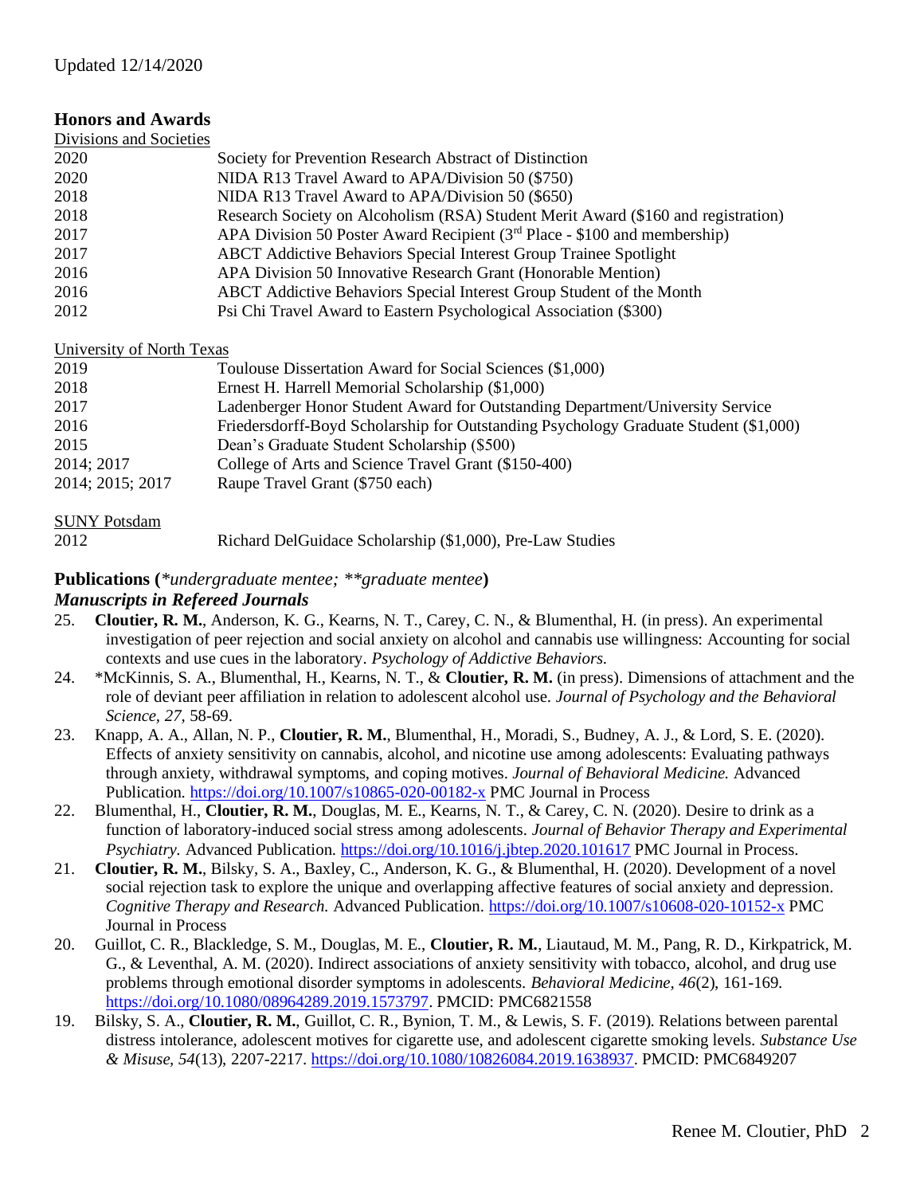Updated 12/14/2020

## Honors and Awards

Divisions and Societies

| | |
|---|---|
| 2020 | Society for Prevention Research Abstract of Distinction |
| 2020 | NIDA R13 Travel Award to APA/Division 50 ($750) |
| 2018 | NIDA R13 Travel Award to APA/Division 50 ($650) |
| 2018 | Research Society on Alcoholism (RSA) Student Merit Award ($160 and registration) |
| 2017 | APA Division 50 Poster Award Recipient (3rd Place - $100 and membership) |
| 2017 | ABCT Addictive Behaviors Special Interest Group Trainee Spotlight |
| 2016 | APA Division 50 Innovative Research Grant (Honorable Mention) |
| 2016 | ABCT Addictive Behaviors Special Interest Group Student of the Month |
| 2012 | Psi Chi Travel Award to Eastern Psychological Association ($300) |

University of North Texas

| | |
|---|---|
| 2019 | Toulouse Dissertation Award for Social Sciences ($1,000) |
| 2018 | Ernest H. Harrell Memorial Scholarship ($1,000) |
| 2017 | Ladenberger Honor Student Award for Outstanding Department/University Service |
| 2016 | Friedersdorff-Boyd Scholarship for Outstanding Psychology Graduate Student ($1,000) |
| 2015 | Dean's Graduate Student Scholarship ($500) |
| 2014; 2017 | College of Arts and Science Travel Grant ($150-400) |
| 2014; 2015; 2017 | Raupe Travel Grant ($750 each) |

SUNY Potsdam

| | |
|---|---|
| 2012 | Richard DelGuidace Scholarship ($1,000), Pre-Law Studies |

## Publications (*undergraduate mentee; **graduate mentee)

### Manuscripts in Refereed Journals

25. **Cloutier, R. M.**, Anderson, K. G., Kearns, N. T., Carey, C. N., & Blumenthal, H. (in press). An experimental investigation of peer rejection and social anxiety on alcohol and cannabis use willingness: Accounting for social contexts and use cues in the laboratory. *Psychology of Addictive Behaviors.*
24. *McKinnis, S. A., Blumenthal, H., Kearns, N. T., & **Cloutier, R. M.** (in press). Dimensions of attachment and the role of deviant peer affiliation in relation to adolescent alcohol use. *Journal of Psychology and the Behavioral Science, 27,* 58-69.
23. Knapp, A. A., Allan, N. P., **Cloutier, R. M.**, Blumenthal, H., Moradi, S., Budney, A. J., & Lord, S. E. (2020). Effects of anxiety sensitivity on cannabis, alcohol, and nicotine use among adolescents: Evaluating pathways through anxiety, withdrawal symptoms, and coping motives. *Journal of Behavioral Medicine.* Advanced Publication. https://doi.org/10.1007/s10865-020-00182-x PMC Journal in Process
22. Blumenthal, H., **Cloutier, R. M.**, Douglas, M. E., Kearns, N. T., & Carey, C. N. (2020). Desire to drink as a function of laboratory-induced social stress among adolescents. *Journal of Behavior Therapy and Experimental Psychiatry.* Advanced Publication. https://doi.org/10.1016/j.jbtep.2020.101617 PMC Journal in Process.
21. **Cloutier, R. M.**, Bilsky, S. A., Baxley, C., Anderson, K. G., & Blumenthal, H. (2020). Development of a novel social rejection task to explore the unique and overlapping affective features of social anxiety and depression. *Cognitive Therapy and Research.* Advanced Publication. https://doi.org/10.1007/s10608-020-10152-x PMC Journal in Process
20. Guillot, C. R., Blackledge, S. M., Douglas, M. E., **Cloutier, R. M.**, Liautaud, M. M., Pang, R. D., Kirkpatrick, M. G., & Leventhal, A. M. (2020). Indirect associations of anxiety sensitivity with tobacco, alcohol, and drug use problems through emotional disorder symptoms in adolescents. *Behavioral Medicine, 46*(2), 161-169. https://doi.org/10.1080/08964289.2019.1573797. PMCID: PMC6821558
19. Bilsky, S. A., **Cloutier, R. M.**, Guillot, C. R., Bynion, T. M., & Lewis, S. F. (2019). Relations between parental distress intolerance, adolescent motives for cigarette use, and adolescent cigarette smoking levels. *Substance Use & Misuse, 54*(13), 2207-2217. https://doi.org/10.1080/10826084.2019.1638937. PMCID: PMC6849207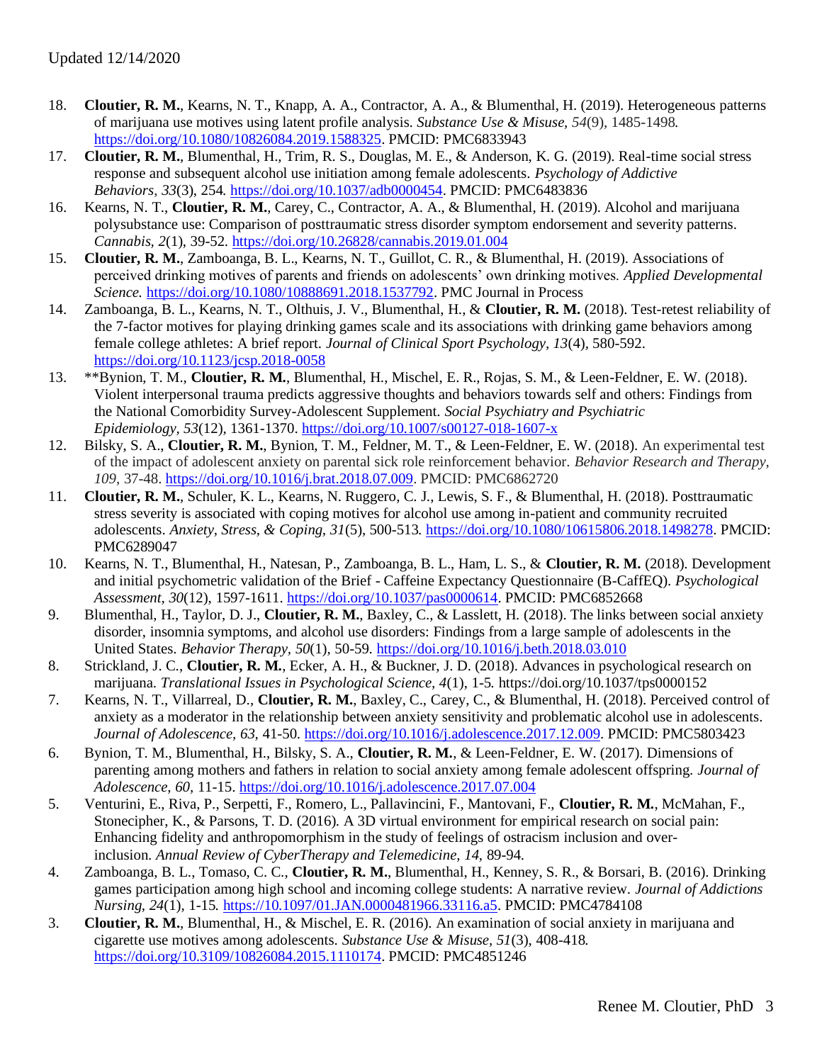18. **Cloutier, R. M.**, Kearns, N. T., Knapp, A. A., Contractor, A. A., & Blumenthal, H. (2019). Heterogeneous patterns of marijuana use motives using latent profile analysis. *Substance Use & Misuse, 54*(9), 1485-1498. https://doi.org/10.1080/10826084.2019.1588325. PMCID: PMC6833943
17. **Cloutier, R. M.**, Blumenthal, H., Trim, R. S., Douglas, M. E., & Anderson, K. G. (2019). Real-time social stress response and subsequent alcohol use initiation among female adolescents. *Psychology of Addictive Behaviors*, *33*(3), 254. https://doi.org/10.1037/adb0000454. PMCID: PMC6483836
16. Kearns, N. T., **Cloutier, R. M.**, Carey, C., Contractor, A. A., & Blumenthal, H. (2019). Alcohol and marijuana polysubstance use: Comparison of posttraumatic stress disorder symptom endorsement and severity patterns. *Cannabis*, *2*(1), 39-52. https://doi.org/10.26828/cannabis.2019.01.004
15. **Cloutier, R. M.**, Zamboanga, B. L., Kearns, N. T., Guillot, C. R., & Blumenthal, H. (2019). Associations of perceived drinking motives of parents and friends on adolescents' own drinking motives. *Applied Developmental Science.* https://doi.org/10.1080/10888691.2018.1537792. PMC Journal in Process
14. Zamboanga, B. L., Kearns, N. T., Olthuis, J. V., Blumenthal, H., & **Cloutier, R. M.** (2018). Test-retest reliability of the 7-factor motives for playing drinking games scale and its associations with drinking game behaviors among female college athletes: A brief report. *Journal of Clinical Sport Psychology, 13*(4), 580-592. https://doi.org/10.1123/jcsp.2018-0058
13. **Bynion, T. M., **Cloutier, R. M.**, Blumenthal, H., Mischel, E. R., Rojas, S. M., & Leen-Feldner, E. W. (2018). Violent interpersonal trauma predicts aggressive thoughts and behaviors towards self and others: Findings from the National Comorbidity Survey-Adolescent Supplement. *Social Psychiatry and Psychiatric Epidemiology*, *53*(12), 1361-1370. https://doi.org/10.1007/s00127-018-1607-x
12. Bilsky, S. A., **Cloutier, R. M.**, Bynion, T. M., Feldner, M. T., & Leen-Feldner, E. W. (2018). An experimental test of the impact of adolescent anxiety on parental sick role reinforcement behavior. *Behavior Research and Therapy, 109,* 37-48. https://doi.org/10.1016/j.brat.2018.07.009. PMCID: PMC6862720
11. **Cloutier, R. M.**, Schuler, K. L., Kearns, N. Ruggero, C. J., Lewis, S. F., & Blumenthal, H. (2018). Posttraumatic stress severity is associated with coping motives for alcohol use among in-patient and community recruited adolescents. *Anxiety, Stress, & Coping, 31*(5), 500-513. https://doi.org/10.1080/10615806.2018.1498278. PMCID: PMC6289047
10. Kearns, N. T., Blumenthal, H., Natesan, P., Zamboanga, B. L., Ham, L. S., & **Cloutier, R. M.** (2018). Development and initial psychometric validation of the Brief - Caffeine Expectancy Questionnaire (B-CaffEQ). *Psychological Assessment*, *30*(12), 1597-1611. https://doi.org/10.1037/pas0000614. PMCID: PMC6852668
9. Blumenthal, H., Taylor, D. J., **Cloutier, R. M.**, Baxley, C., & Lasslett, H. (2018). The links between social anxiety disorder, insomnia symptoms, and alcohol use disorders: Findings from a large sample of adolescents in the United States. *Behavior Therapy, 50*(1), 50-59. https://doi.org/10.1016/j.beth.2018.03.010
8. Strickland, J. C., **Cloutier, R. M.**, Ecker, A. H., & Buckner, J. D. (2018). Advances in psychological research on marijuana. *Translational Issues in Psychological Science, 4*(1), 1-5. https://doi.org/10.1037/tps0000152
7. Kearns, N. T., Villarreal, D., **Cloutier, R. M.**, Baxley, C., Carey, C., & Blumenthal, H. (2018). Perceived control of anxiety as a moderator in the relationship between anxiety sensitivity and problematic alcohol use in adolescents. *Journal of Adolescence, 63,* 41-50. https://doi.org/10.1016/j.adolescence.2017.12.009. PMCID: PMC5803423
6. Bynion, T. M., Blumenthal, H., Bilsky, S. A., **Cloutier, R. M.**, & Leen-Feldner, E. W. (2017). Dimensions of parenting among mothers and fathers in relation to social anxiety among female adolescent offspring. *Journal of Adolescence, 60*, 11-15. https://doi.org/10.1016/j.adolescence.2017.07.004
5. Venturini, E., Riva, P., Serpetti, F., Romero, L., Pallavincini, F., Mantovani, F., **Cloutier, R. M.**, McMahan, F., Stonecipher, K., & Parsons, T. D. (2016). A 3D virtual environment for empirical research on social pain: Enhancing fidelity and anthropomorphism in the study of feelings of ostracism inclusion and over-inclusion. *Annual Review of CyberTherapy and Telemedicine, 14,* 89-94.
4. Zamboanga, B. L., Tomaso, C. C., **Cloutier, R. M.**, Blumenthal, H., Kenney, S. R., & Borsari, B. (2016). Drinking games participation among high school and incoming college students: A narrative review. *Journal of Addictions Nursing, 24*(1), 1-15. https://10.1097/01.JAN.0000481966.33116.a5. PMCID: PMC4784108
3. **Cloutier, R. M.**, Blumenthal, H., & Mischel, E. R. (2016). An examination of social anxiety in marijuana and cigarette use motives among adolescents. *Substance Use & Misuse, 51*(3), 408-418. https://doi.org/10.3109/10826084.2015.1110174. PMCID: PMC4851246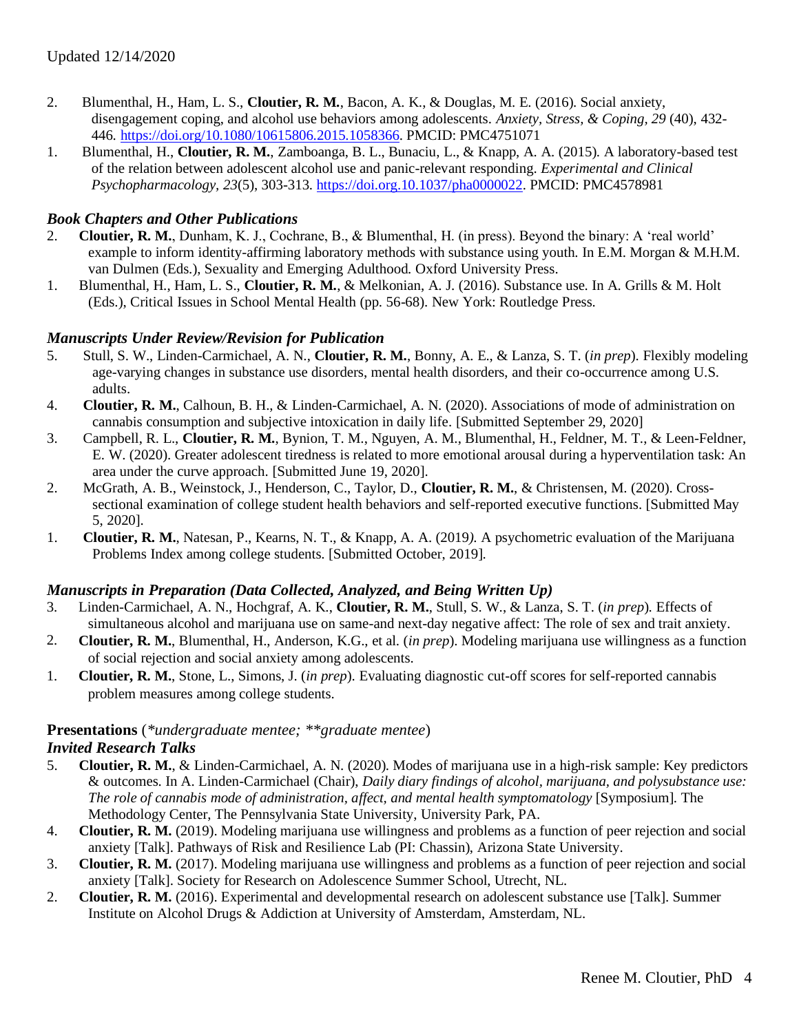Updated 12/14/2020

2. Blumenthal, H., Ham, L. S., **Cloutier, R. M.**, Bacon, A. K., & Douglas, M. E. (2016). Social anxiety, disengagement coping, and alcohol use behaviors among adolescents. *Anxiety, Stress, & Coping, 29* (40), 432-446. https://doi.org/10.1080/10615806.2015.1058366. PMCID: PMC4751071
1. Blumenthal, H., **Cloutier, R. M.**, Zamboanga, B. L., Bunaciu, L., & Knapp, A. A. (2015). A laboratory-based test of the relation between adolescent alcohol use and panic-relevant responding. *Experimental and Clinical Psychopharmacology, 23*(5), 303-313. https://doi.org.10.1037/pha0000022. PMCID: PMC4578981

### *Book Chapters and Other Publications*

2. **Cloutier, R. M.**, Dunham, K. J., Cochrane, B., & Blumenthal, H. (in press). Beyond the binary: A 'real world' example to inform identity-affirming laboratory methods with substance using youth. In E.M. Morgan & M.H.M. van Dulmen (Eds.), Sexuality and Emerging Adulthood. Oxford University Press.
1. Blumenthal, H., Ham, L. S., **Cloutier, R. M.**, & Melkonian, A. J. (2016). Substance use. In A. Grills & M. Holt (Eds.), Critical Issues in School Mental Health (pp. 56-68). New York: Routledge Press.

### *Manuscripts Under Review/Revision for Publication*

5. Stull, S. W., Linden-Carmichael, A. N., **Cloutier, R. M.**, Bonny, A. E., & Lanza, S. T. (*in prep*). Flexibly modeling age-varying changes in substance use disorders, mental health disorders, and their co-occurrence among U.S. adults.
4. **Cloutier, R. M.**, Calhoun, B. H., & Linden-Carmichael, A. N. (2020). Associations of mode of administration on cannabis consumption and subjective intoxication in daily life. [Submitted September 29, 2020]
3. Campbell, R. L., **Cloutier, R. M.**, Bynion, T. M., Nguyen, A. M., Blumenthal, H., Feldner, M. T., & Leen-Feldner, E. W. (2020). Greater adolescent tiredness is related to more emotional arousal during a hyperventilation task: An area under the curve approach. [Submitted June 19, 2020].
2. McGrath, A. B., Weinstock, J., Henderson, C., Taylor, D., **Cloutier, R. M.**, & Christensen, M. (2020). Cross-sectional examination of college student health behaviors and self-reported executive functions. [Submitted May 5, 2020].
1. **Cloutier, R. M.**, Natesan, P., Kearns, N. T., & Knapp, A. A. (2019). A psychometric evaluation of the Marijuana Problems Index among college students. [Submitted October, 2019].

### *Manuscripts in Preparation (Data Collected, Analyzed, and Being Written Up)*

3. Linden-Carmichael, A. N., Hochgraf, A. K., **Cloutier, R. M.**, Stull, S. W., & Lanza, S. T. (*in prep*). Effects of simultaneous alcohol and marijuana use on same-and next-day negative affect: The role of sex and trait anxiety.
2. **Cloutier, R. M.**, Blumenthal, H., Anderson, K.G., et al. (*in prep*). Modeling marijuana use willingness as a function of social rejection and social anxiety among adolescents.
1. **Cloutier, R. M.**, Stone, L., Simons, J. (*in prep*). Evaluating diagnostic cut-off scores for self-reported cannabis problem measures among college students.

## **Presentations** (*\*undergraduate mentee; \*\*graduate mentee*)

### *Invited Research Talks*

5. **Cloutier, R. M.**, & Linden-Carmichael, A. N. (2020). Modes of marijuana use in a high-risk sample: Key predictors & outcomes. In A. Linden-Carmichael (Chair), *Daily diary findings of alcohol, marijuana, and polysubstance use: The role of cannabis mode of administration, affect, and mental health symptomatology* [Symposium]. The Methodology Center, The Pennsylvania State University, University Park, PA.
4. **Cloutier, R. M.** (2019). Modeling marijuana use willingness and problems as a function of peer rejection and social anxiety [Talk]. Pathways of Risk and Resilience Lab (PI: Chassin), Arizona State University.
3. **Cloutier, R. M.** (2017). Modeling marijuana use willingness and problems as a function of peer rejection and social anxiety [Talk]. Society for Research on Adolescence Summer School, Utrecht, NL.
2. **Cloutier, R. M.** (2016). Experimental and developmental research on adolescent substance use [Talk]. Summer Institute on Alcohol Drugs & Addiction at University of Amsterdam, Amsterdam, NL.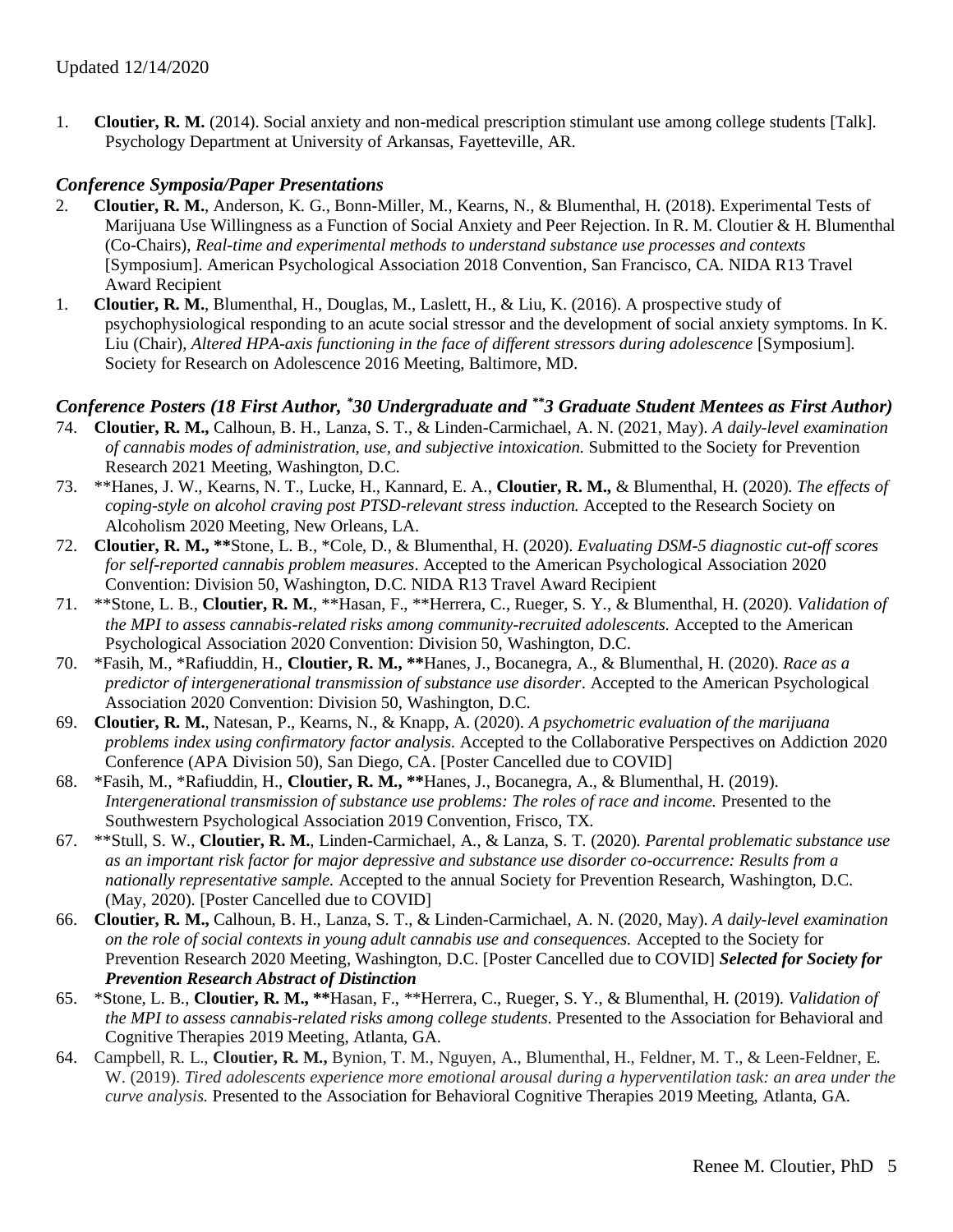Updated 12/14/2020

1. **Cloutier, R. M.** (2014). Social anxiety and non-medical prescription stimulant use among college students [Talk]. Psychology Department at University of Arkansas, Fayetteville, AR.

### *Conference Symposia/Paper Presentations*

2. **Cloutier, R. M.**, Anderson, K. G., Bonn-Miller, M., Kearns, N., & Blumenthal, H. (2018). Experimental Tests of Marijuana Use Willingness as a Function of Social Anxiety and Peer Rejection. In R. M. Cloutier & H. Blumenthal (Co-Chairs), *Real-time and experimental methods to understand substance use processes and contexts* [Symposium]. American Psychological Association 2018 Convention, San Francisco, CA. NIDA R13 Travel Award Recipient

1. **Cloutier, R. M.**, Blumenthal, H., Douglas, M., Laslett, H., & Liu, K. (2016). A prospective study of psychophysiological responding to an acute social stressor and the development of social anxiety symptoms. In K. Liu (Chair), *Altered HPA-axis functioning in the face of different stressors during adolescence* [Symposium]. Society for Research on Adolescence 2016 Meeting, Baltimore, MD.

### *Conference Posters (18 First Author, \*30 Undergraduate and \*\*3 Graduate Student Mentees as First Author)*

74. **Cloutier, R. M.,** Calhoun, B. H., Lanza, S. T., & Linden-Carmichael, A. N. (2021, May). *A daily-level examination of cannabis modes of administration, use, and subjective intoxication.* Submitted to the Society for Prevention Research 2021 Meeting, Washington, D.C.

73. \*\*Hanes, J. W., Kearns, N. T., Lucke, H., Kannard, E. A., **Cloutier, R. M.,** & Blumenthal, H. (2020). *The effects of coping-style on alcohol craving post PTSD-relevant stress induction.* Accepted to the Research Society on Alcoholism 2020 Meeting, New Orleans, LA.

72. **Cloutier, R. M.,** \*\*Stone, L. B., \*Cole, D., & Blumenthal, H. (2020). *Evaluating DSM-5 diagnostic cut-off scores for self-reported cannabis problem measures*. Accepted to the American Psychological Association 2020 Convention: Division 50, Washington, D.C. NIDA R13 Travel Award Recipient

71. \*\*Stone, L. B., **Cloutier, R. M.**, \*\*Hasan, F., \*\*Herrera, C., Rueger, S. Y., & Blumenthal, H. (2020). *Validation of the MPI to assess cannabis-related risks among community-recruited adolescents.* Accepted to the American Psychological Association 2020 Convention: Division 50, Washington, D.C.

70. \*Fasih, M., \*Rafiuddin, H., **Cloutier, R. M.,** \*\*Hanes, J., Bocanegra, A., & Blumenthal, H. (2020). *Race as a predictor of intergenerational transmission of substance use disorder*. Accepted to the American Psychological Association 2020 Convention: Division 50, Washington, D.C.

69. **Cloutier, R. M.**, Natesan, P., Kearns, N., & Knapp, A. (2020). *A psychometric evaluation of the marijuana problems index using confirmatory factor analysis.* Accepted to the Collaborative Perspectives on Addiction 2020 Conference (APA Division 50), San Diego, CA. [Poster Cancelled due to COVID]

68. \*Fasih, M., \*Rafiuddin, H., **Cloutier, R. M.,** \*\*Hanes, J., Bocanegra, A., & Blumenthal, H. (2019). *Intergenerational transmission of substance use problems: The roles of race and income.* Presented to the Southwestern Psychological Association 2019 Convention, Frisco, TX.

67. \*\*Stull, S. W., **Cloutier, R. M.**, Linden-Carmichael, A., & Lanza, S. T. (2020). *Parental problematic substance use as an important risk factor for major depressive and substance use disorder co-occurrence: Results from a nationally representative sample.* Accepted to the annual Society for Prevention Research, Washington, D.C. (May, 2020). [Poster Cancelled due to COVID]

66. **Cloutier, R. M.,** Calhoun, B. H., Lanza, S. T., & Linden-Carmichael, A. N. (2020, May). *A daily-level examination on the role of social contexts in young adult cannabis use and consequences.* Accepted to the Society for Prevention Research 2020 Meeting, Washington, D.C. [Poster Cancelled due to COVID] ***Selected for Society for Prevention Research Abstract of Distinction***

65. \*Stone, L. B., **Cloutier, R. M.,** \*\*Hasan, F., \*\*Herrera, C., Rueger, S. Y., & Blumenthal, H. (2019). *Validation of the MPI to assess cannabis-related risks among college students*. Presented to the Association for Behavioral and Cognitive Therapies 2019 Meeting, Atlanta, GA.

64. Campbell, R. L., **Cloutier, R. M.,** Bynion, T. M., Nguyen, A., Blumenthal, H., Feldner, M. T., & Leen-Feldner, E. W. (2019). *Tired adolescents experience more emotional arousal during a hyperventilation task: an area under the curve analysis.* Presented to the Association for Behavioral Cognitive Therapies 2019 Meeting, Atlanta, GA.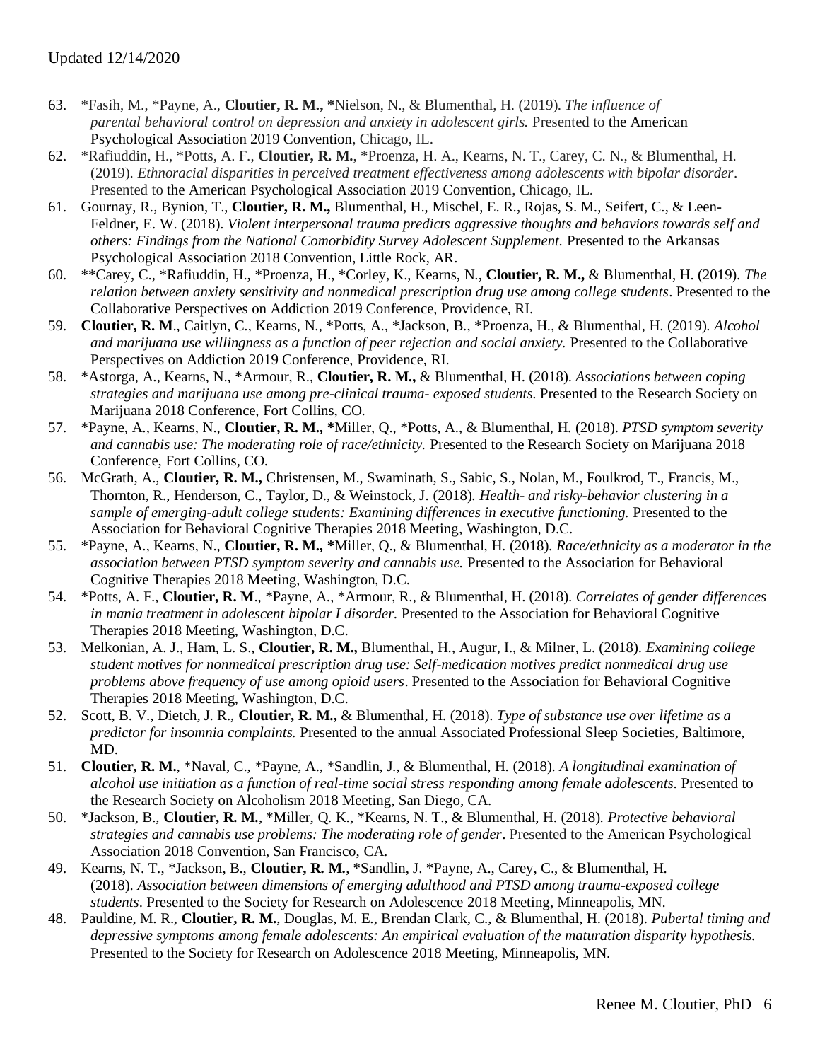63. *Fasih, M., *Payne, A., **Cloutier, R. M., ***Nielson, N., & Blumenthal, H. (2019). *The influence of parental behavioral control on depression and anxiety in adolescent girls.* Presented to the American Psychological Association 2019 Convention, Chicago, IL.
62. *Rafiuddin, H., *Potts, A. F., **Cloutier, R. M.**, *Proenza, H. A., Kearns, N. T., Carey, C. N., & Blumenthal, H. (2019). *Ethnoracial disparities in perceived treatment effectiveness among adolescents with bipolar disorder*. Presented to the American Psychological Association 2019 Convention, Chicago, IL.
61. Gournay, R., Bynion, T., **Cloutier, R. M.,** Blumenthal, H., Mischel, E. R., Rojas, S. M., Seifert, C., & Leen-Feldner, E. W. (2018). *Violent interpersonal trauma predicts aggressive thoughts and behaviors towards self and others: Findings from the National Comorbidity Survey Adolescent Supplement.* Presented to the Arkansas Psychological Association 2018 Convention, Little Rock, AR.
60. **Carey, C., *Rafiuddin, H., *Proenza, H., *Corley, K., Kearns, N., **Cloutier, R. M.,** & Blumenthal, H. (2019). *The relation between anxiety sensitivity and nonmedical prescription drug use among college students*. Presented to the Collaborative Perspectives on Addiction 2019 Conference, Providence, RI.
59. **Cloutier, R. M**., Caitlyn, C., Kearns, N., *Potts, A., *Jackson, B., *Proenza, H., & Blumenthal, H. (2019). *Alcohol and marijuana use willingness as a function of peer rejection and social anxiety.* Presented to the Collaborative Perspectives on Addiction 2019 Conference, Providence, RI.
58. *Astorga, A., Kearns, N., *Armour, R., **Cloutier, R. M.,** & Blumenthal, H. (2018). *Associations between coping strategies and marijuana use among pre-clinical trauma- exposed students.* Presented to the Research Society on Marijuana 2018 Conference, Fort Collins, CO.
57. *Payne, A., Kearns, N., **Cloutier, R. M., ***Miller, Q., *Potts, A., & Blumenthal, H. (2018). *PTSD symptom severity and cannabis use: The moderating role of race/ethnicity.* Presented to the Research Society on Marijuana 2018 Conference, Fort Collins, CO.
56. McGrath, A., **Cloutier, R. M.,** Christensen, M., Swaminath, S., Sabic, S., Nolan, M., Foulkrod, T., Francis, M., Thornton, R., Henderson, C., Taylor, D., & Weinstock, J. (2018). *Health- and risky-behavior clustering in a sample of emerging-adult college students: Examining differences in executive functioning.* Presented to the Association for Behavioral Cognitive Therapies 2018 Meeting, Washington, D.C.
55. *Payne, A., Kearns, N., **Cloutier, R. M., ***Miller, Q., & Blumenthal, H. (2018). *Race/ethnicity as a moderator in the association between PTSD symptom severity and cannabis use.* Presented to the Association for Behavioral Cognitive Therapies 2018 Meeting, Washington, D.C.
54. *Potts, A. F., **Cloutier, R. M**., *Payne, A., *Armour, R., & Blumenthal, H. (2018). *Correlates of gender differences in mania treatment in adolescent bipolar I disorder.* Presented to the Association for Behavioral Cognitive Therapies 2018 Meeting, Washington, D.C.
53. Melkonian, A. J., Ham, L. S., **Cloutier, R. M.,** Blumenthal, H., Augur, I., & Milner, L. (2018). *Examining college student motives for nonmedical prescription drug use: Self-medication motives predict nonmedical drug use problems above frequency of use among opioid users*. Presented to the Association for Behavioral Cognitive Therapies 2018 Meeting, Washington, D.C.
52. Scott, B. V., Dietch, J. R., **Cloutier, R. M.,** & Blumenthal, H. (2018). *Type of substance use over lifetime as a predictor for insomnia complaints.* Presented to the annual Associated Professional Sleep Societies, Baltimore, MD.
51. **Cloutier, R. M.**, *Naval, C., *Payne, A., *Sandlin, J., & Blumenthal, H. (2018). *A longitudinal examination of alcohol use initiation as a function of real-time social stress responding among female adolescents.* Presented to the Research Society on Alcoholism 2018 Meeting, San Diego, CA.
50. *Jackson, B., **Cloutier, R. M.**, *Miller, Q. K., *Kearns, N. T., & Blumenthal, H. (2018). *Protective behavioral strategies and cannabis use problems: The moderating role of gender*. Presented to the American Psychological Association 2018 Convention, San Francisco, CA.
49. Kearns, N. T., *Jackson, B., **Cloutier, R. M.**, *Sandlin, J. *Payne, A., Carey, C., & Blumenthal, H. (2018). *Association between dimensions of emerging adulthood and PTSD among trauma-exposed college students*. Presented to the Society for Research on Adolescence 2018 Meeting, Minneapolis, MN.
48. Pauldine, M. R., **Cloutier, R. M.**, Douglas, M. E., Brendan Clark, C., & Blumenthal, H. (2018). *Pubertal timing and depressive symptoms among female adolescents: An empirical evaluation of the maturation disparity hypothesis.* Presented to the Society for Research on Adolescence 2018 Meeting, Minneapolis, MN.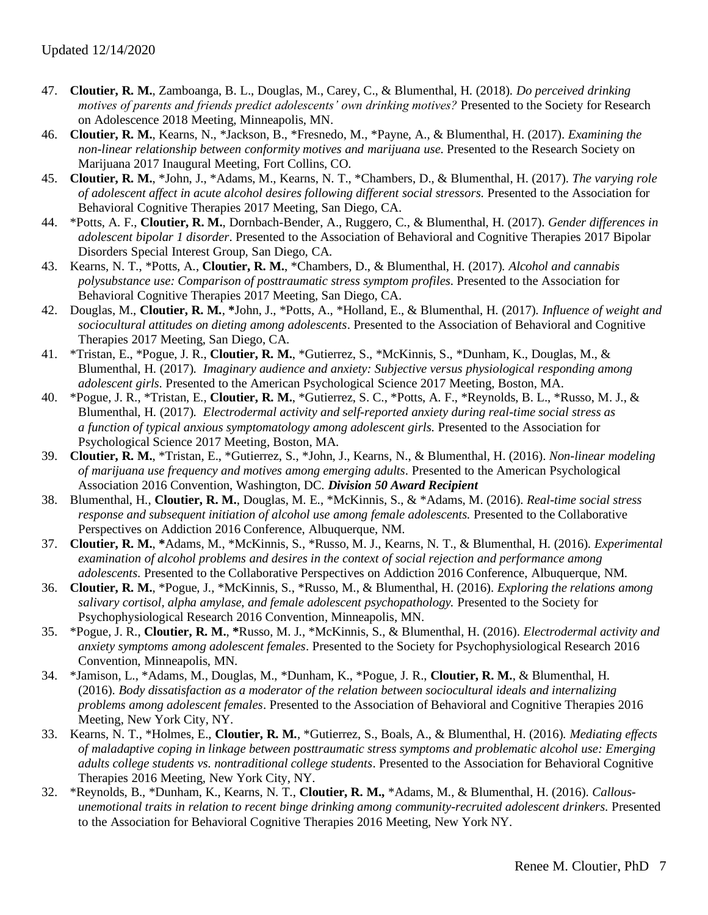Updated 12/14/2020

47. **Cloutier, R. M.**, Zamboanga, B. L., Douglas, M., Carey, C., & Blumenthal, H. (2018). *Do perceived drinking motives of parents and friends predict adolescents' own drinking motives?* Presented to the Society for Research on Adolescence 2018 Meeting, Minneapolis, MN.
46. **Cloutier, R. M.**, Kearns, N., *Jackson, B., *Fresnedo, M., *Payne, A., & Blumenthal, H. (2017). *Examining the non-linear relationship between conformity motives and marijuana use.* Presented to the Research Society on Marijuana 2017 Inaugural Meeting, Fort Collins, CO.
45. **Cloutier, R. M.**, *John, J., *Adams, M., Kearns, N. T., *Chambers, D., & Blumenthal, H. (2017). *The varying role of adolescent affect in acute alcohol desires following different social stressors.* Presented to the Association for Behavioral Cognitive Therapies 2017 Meeting, San Diego, CA.
44. *Potts, A. F., **Cloutier, R. M.**, Dornbach-Bender, A., Ruggero, C., & Blumenthal, H. (2017). *Gender differences in adolescent bipolar 1 disorder*. Presented to the Association of Behavioral and Cognitive Therapies 2017 Bipolar Disorders Special Interest Group, San Diego, CA.
43. Kearns, N. T., *Potts, A., **Cloutier, R. M.**, *Chambers, D., & Blumenthal, H. (2017). *Alcohol and cannabis polysubstance use: Comparison of posttraumatic stress symptom profiles*. Presented to the Association for Behavioral Cognitive Therapies 2017 Meeting, San Diego, CA.
42. Douglas, M., **Cloutier, R. M.**, *John, J., *Potts, A., *Holland, E., & Blumenthal, H. (2017). *Influence of weight and sociocultural attitudes on dieting among adolescents*. Presented to the Association of Behavioral and Cognitive Therapies 2017 Meeting, San Diego, CA.
41. *Tristan, E., *Pogue, J. R., **Cloutier, R. M.**, *Gutierrez, S., *McKinnis, S., *Dunham, K., Douglas, M., & Blumenthal, H. (2017). *Imaginary audience and anxiety: Subjective versus physiological responding among adolescent girls*. Presented to the American Psychological Science 2017 Meeting, Boston, MA.
40. *Pogue, J. R., *Tristan, E., **Cloutier, R. M.**, *Gutierrez, S. C., *Potts, A. F., *Reynolds, B. L., *Russo, M. J., & Blumenthal, H. (2017). *Electrodermal activity and self-reported anxiety during real-time social stress as a function of typical anxious symptomatology among adolescent girls.* Presented to the Association for Psychological Science 2017 Meeting, Boston, MA.
39. **Cloutier, R. M.**, *Tristan, E., *Gutierrez, S., *John, J., Kearns, N., & Blumenthal, H. (2016). *Non-linear modeling of marijuana use frequency and motives among emerging adults*. Presented to the American Psychological Association 2016 Convention, Washington, DC. ***Division 50 Award Recipient***
38. Blumenthal, H., **Cloutier, R. M.**, Douglas, M. E., *McKinnis, S., & *Adams, M. (2016). *Real-time social stress response and subsequent initiation of alcohol use among female adolescents.* Presented to the Collaborative Perspectives on Addiction 2016 Conference, Albuquerque, NM.
37. **Cloutier, R. M.**, *Adams, M., *McKinnis, S., *Russo, M. J., Kearns, N. T., & Blumenthal, H. (2016). *Experimental examination of alcohol problems and desires in the context of social rejection and performance among adolescents.* Presented to the Collaborative Perspectives on Addiction 2016 Conference, Albuquerque, NM.
36. **Cloutier, R. M.**, *Pogue, J., *McKinnis, S., *Russo, M., & Blumenthal, H. (2016). *Exploring the relations among salivary cortisol, alpha amylase, and female adolescent psychopathology.* Presented to the Society for Psychophysiological Research 2016 Convention, Minneapolis, MN.
35. *Pogue, J. R., **Cloutier, R. M.**, *Russo, M. J., *McKinnis, S., & Blumenthal, H. (2016). *Electrodermal activity and anxiety symptoms among adolescent females*. Presented to the Society for Psychophysiological Research 2016 Convention, Minneapolis, MN.
34. *Jamison, L., *Adams, M., Douglas, M., *Dunham, K., *Pogue, J. R., **Cloutier, R. M.**, & Blumenthal, H. (2016). *Body dissatisfaction as a moderator of the relation between sociocultural ideals and internalizing problems among adolescent females*. Presented to the Association of Behavioral and Cognitive Therapies 2016 Meeting, New York City, NY.
33. Kearns, N. T., *Holmes, E., **Cloutier, R. M.**, *Gutierrez, S., Boals, A., & Blumenthal, H. (2016). *Mediating effects of maladaptive coping in linkage between posttraumatic stress symptoms and problematic alcohol use: Emerging adults college students vs. nontraditional college students*. Presented to the Association for Behavioral Cognitive Therapies 2016 Meeting, New York City, NY.
32. *Reynolds, B., *Dunham, K., Kearns, N. T., **Cloutier, R. M.,** *Adams, M., & Blumenthal, H. (2016). *Callous-unemotional traits in relation to recent binge drinking among community-recruited adolescent drinkers.* Presented to the Association for Behavioral Cognitive Therapies 2016 Meeting, New York NY.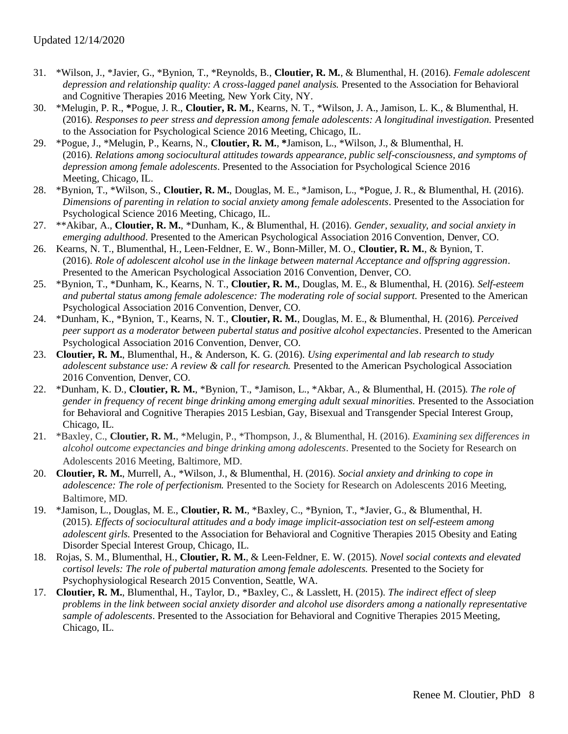31. *Wilson, J., *Javier, G., *Bynion, T., *Reynolds, B., **Cloutier, R. M.**, & Blumenthal, H. (2016). *Female adolescent depression and relationship quality: A cross-lagged panel analysis.* Presented to the Association for Behavioral and Cognitive Therapies 2016 Meeting, New York City, NY.
30. *Melugin, P. R., ***Pogue, J. R., **Cloutier, R. M.**, Kearns, N. T., *Wilson, J. A., Jamison, L. K., & Blumenthal, H. (2016). *Responses to peer stress and depression among female adolescents: A longitudinal investigation.* Presented to the Association for Psychological Science 2016 Meeting, Chicago, IL.
29. *Pogue, J., *Melugin, P., Kearns, N., **Cloutier, R. M.**, ***Jamison, L., *Wilson, J., & Blumenthal, H. (2016). *Relations among sociocultural attitudes towards appearance, public self-consciousness, and symptoms of depression among female adolescents*. Presented to the Association for Psychological Science 2016 Meeting, Chicago, IL.
28. *Bynion, T., *Wilson, S., **Cloutier, R. M.**, Douglas, M. E., *Jamison, L., *Pogue, J. R., & Blumenthal, H. (2016). *Dimensions of parenting in relation to social anxiety among female adolescents*. Presented to the Association for Psychological Science 2016 Meeting, Chicago, IL.
27. **Akibar, A., **Cloutier, R. M.**, *Dunham, K., & Blumenthal, H. (2016). *Gender, sexuality, and social anxiety in emerging adulthood*. Presented to the American Psychological Association 2016 Convention, Denver, CO.
26. Kearns, N. T., Blumenthal, H., Leen-Feldner, E. W., Bonn-Miller, M. O., **Cloutier, R. M.**, & Bynion, T. (2016). *Role of adolescent alcohol use in the linkage between maternal Acceptance and offspring aggression*. Presented to the American Psychological Association 2016 Convention, Denver, CO.
25. *Bynion, T., *Dunham, K., Kearns, N. T., **Cloutier, R. M.**, Douglas, M. E., & Blumenthal, H. (2016). *Self-esteem and pubertal status among female adolescence: The moderating role of social support.* Presented to the American Psychological Association 2016 Convention, Denver, CO.
24. *Dunham, K., *Bynion, T., Kearns, N. T., **Cloutier, R. M.**, Douglas, M. E., & Blumenthal, H. (2016). *Perceived peer support as a moderator between pubertal status and positive alcohol expectancies*. Presented to the American Psychological Association 2016 Convention, Denver, CO.
23. **Cloutier, R. M.**, Blumenthal, H., & Anderson, K. G. (2016). *Using experimental and lab research to study adolescent substance use: A review & call for research.* Presented to the American Psychological Association 2016 Convention, Denver, CO.
22. *Dunham, K. D., **Cloutier, R. M.**, *Bynion, T., *Jamison, L., *Akbar, A., & Blumenthal, H. (2015). *The role of gender in frequency of recent binge drinking among emerging adult sexual minorities.* Presented to the Association for Behavioral and Cognitive Therapies 2015 Lesbian, Gay, Bisexual and Transgender Special Interest Group, Chicago, IL.
21. *Baxley, C., **Cloutier, R. M.**, *Melugin, P., *Thompson, J., & Blumenthal, H. (2016). *Examining sex differences in alcohol outcome expectancies and binge drinking among adolescents*. Presented to the Society for Research on Adolescents 2016 Meeting, Baltimore, MD.
20. **Cloutier, R. M.**, Murrell, A., *Wilson, J., & Blumenthal, H. (2016). *Social anxiety and drinking to cope in adolescence: The role of perfectionism.* Presented to the Society for Research on Adolescents 2016 Meeting, Baltimore, MD.
19. *Jamison, L., Douglas, M. E., **Cloutier, R. M.**, *Baxley, C., *Bynion, T., *Javier, G., & Blumenthal, H. (2015). *Effects of sociocultural attitudes and a body image implicit-association test on self-esteem among adolescent girls.* Presented to the Association for Behavioral and Cognitive Therapies 2015 Obesity and Eating Disorder Special Interest Group, Chicago, IL.
18. Rojas, S. M., Blumenthal, H., **Cloutier, R. M.**, & Leen-Feldner, E. W. (2015). *Novel social contexts and elevated cortisol levels: The role of pubertal maturation among female adolescents.* Presented to the Society for Psychophysiological Research 2015 Convention, Seattle, WA.
17. **Cloutier, R. M.**, Blumenthal, H., Taylor, D., *Baxley, C., & Lasslett, H. (2015). *The indirect effect of sleep problems in the link between social anxiety disorder and alcohol use disorders among a nationally representative sample of adolescents*. Presented to the Association for Behavioral and Cognitive Therapies 2015 Meeting, Chicago, IL.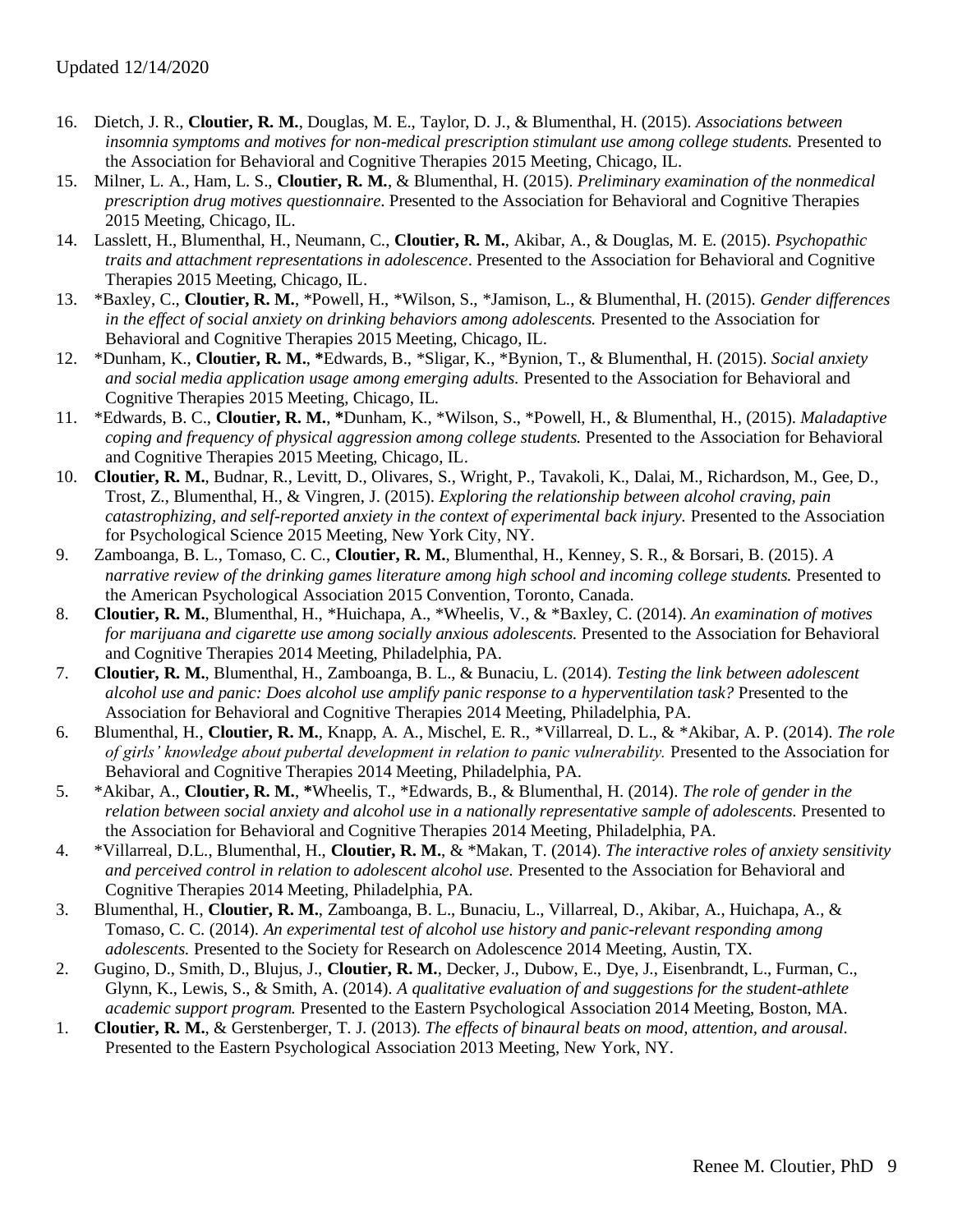16. Dietch, J. R., **Cloutier, R. M.**, Douglas, M. E., Taylor, D. J., & Blumenthal, H. (2015). *Associations between insomnia symptoms and motives for non-medical prescription stimulant use among college students.* Presented to the Association for Behavioral and Cognitive Therapies 2015 Meeting, Chicago, IL.
15. Milner, L. A., Ham, L. S., **Cloutier, R. M.**, & Blumenthal, H. (2015). *Preliminary examination of the nonmedical prescription drug motives questionnaire*. Presented to the Association for Behavioral and Cognitive Therapies 2015 Meeting, Chicago, IL.
14. Lasslett, H., Blumenthal, H., Neumann, C., **Cloutier, R. M.**, Akibar, A., & Douglas, M. E. (2015). *Psychopathic traits and attachment representations in adolescence*. Presented to the Association for Behavioral and Cognitive Therapies 2015 Meeting, Chicago, IL.
13. *Baxley, C., **Cloutier, R. M.**, *Powell, H., *Wilson, S., *Jamison, L., & Blumenthal, H. (2015). *Gender differences in the effect of social anxiety on drinking behaviors among adolescents.* Presented to the Association for Behavioral and Cognitive Therapies 2015 Meeting, Chicago, IL.
12. *Dunham, K., **Cloutier, R. M.**, ***Edwards, B., *Sligar, K., *Bynion, T., & Blumenthal, H. (2015). *Social anxiety and social media application usage among emerging adults.* Presented to the Association for Behavioral and Cognitive Therapies 2015 Meeting, Chicago, IL.
11. *Edwards, B. C., **Cloutier, R. M.**, ***Dunham, K., *Wilson, S., *Powell, H., & Blumenthal, H., (2015). *Maladaptive coping and frequency of physical aggression among college students.* Presented to the Association for Behavioral and Cognitive Therapies 2015 Meeting, Chicago, IL.
10. **Cloutier, R. M.**, Budnar, R., Levitt, D., Olivares, S., Wright, P., Tavakoli, K., Dalai, M., Richardson, M., Gee, D., Trost, Z., Blumenthal, H., & Vingren, J. (2015). *Exploring the relationship between alcohol craving, pain catastrophizing, and self-reported anxiety in the context of experimental back injury.* Presented to the Association for Psychological Science 2015 Meeting, New York City, NY.
9. Zamboanga, B. L., Tomaso, C. C., **Cloutier, R. M.**, Blumenthal, H., Kenney, S. R., & Borsari, B. (2015). *A narrative review of the drinking games literature among high school and incoming college students.* Presented to the American Psychological Association 2015 Convention, Toronto, Canada.
8. **Cloutier, R. M.**, Blumenthal, H., *Huichapa, A., *Wheelis, V., & *Baxley, C. (2014). *An examination of motives for marijuana and cigarette use among socially anxious adolescents.* Presented to the Association for Behavioral and Cognitive Therapies 2014 Meeting, Philadelphia, PA.
7. **Cloutier, R. M.**, Blumenthal, H., Zamboanga, B. L., & Bunaciu, L. (2014). *Testing the link between adolescent alcohol use and panic: Does alcohol use amplify panic response to a hyperventilation task?* Presented to the Association for Behavioral and Cognitive Therapies 2014 Meeting, Philadelphia, PA.
6. Blumenthal, H., **Cloutier, R. M.**, Knapp, A. A., Mischel, E. R., *Villarreal, D. L., & *Akibar, A. P. (2014). *The role of girls' knowledge about pubertal development in relation to panic vulnerability.* Presented to the Association for Behavioral and Cognitive Therapies 2014 Meeting, Philadelphia, PA.
5. *Akibar, A., **Cloutier, R. M.**, ***Wheelis, T., *Edwards, B., & Blumenthal, H. (2014). *The role of gender in the relation between social anxiety and alcohol use in a nationally representative sample of adolescents.* Presented to the Association for Behavioral and Cognitive Therapies 2014 Meeting, Philadelphia, PA.
4. *Villarreal, D.L., Blumenthal, H., **Cloutier, R. M.**, & *Makan, T. (2014). *The interactive roles of anxiety sensitivity and perceived control in relation to adolescent alcohol use.* Presented to the Association for Behavioral and Cognitive Therapies 2014 Meeting, Philadelphia, PA.
3. Blumenthal, H., **Cloutier, R. M.**, Zamboanga, B. L., Bunaciu, L., Villarreal, D., Akibar, A., Huichapa, A., & Tomaso, C. C. (2014). *An experimental test of alcohol use history and panic-relevant responding among adolescents.* Presented to the Society for Research on Adolescence 2014 Meeting, Austin, TX.
2. Gugino, D., Smith, D., Blujus, J., **Cloutier, R. M.**, Decker, J., Dubow, E., Dye, J., Eisenbrandt, L., Furman, C., Glynn, K., Lewis, S., & Smith, A. (2014). *A qualitative evaluation of and suggestions for the student-athlete academic support program.* Presented to the Eastern Psychological Association 2014 Meeting, Boston, MA.
1. **Cloutier, R. M.**, & Gerstenberger, T. J. (2013). *The effects of binaural beats on mood, attention, and arousal.* Presented to the Eastern Psychological Association 2013 Meeting, New York, NY.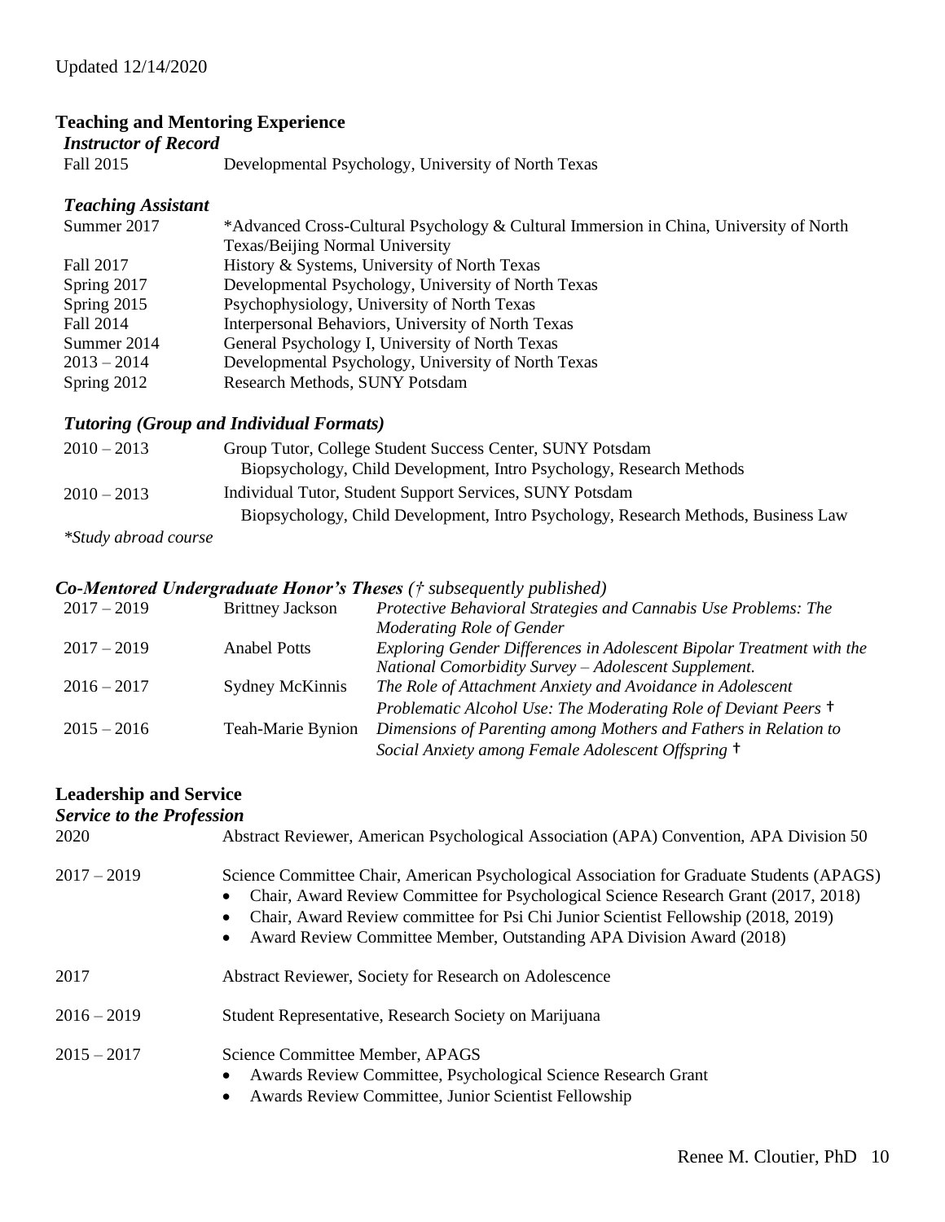Updated 12/14/2020

## Teaching and Mentoring Experience

### *Instructor of Record*

| | |
|---|---|
| Fall 2015 | Developmental Psychology, University of North Texas |

### *Teaching Assistant*

| | |
|---|---|
| Summer 2017 | *Advanced Cross-Cultural Psychology & Cultural Immersion in China, University of North Texas/Beijing Normal University |
| Fall 2017 | History & Systems, University of North Texas |
| Spring 2017 | Developmental Psychology, University of North Texas |
| Spring 2015 | Psychophysiology, University of North Texas |
| Fall 2014 | Interpersonal Behaviors, University of North Texas |
| Summer 2014 | General Psychology I, University of North Texas |
| 2013 – 2014 | Developmental Psychology, University of North Texas |
| Spring 2012 | Research Methods, SUNY Potsdam |

### *Tutoring (Group and Individual Formats)*

| | |
|---|---|
| 2010 – 2013 | Group Tutor, College Student Success Center, SUNY Potsdam<br>Biopsychology, Child Development, Intro Psychology, Research Methods |
| 2010 – 2013 | Individual Tutor, Student Support Services, SUNY Potsdam<br>Biopsychology, Child Development, Intro Psychology, Research Methods, Business Law |

*\*Study abroad course*

### *Co-Mentored Undergraduate Honor's Theses († subsequently published)*

| | | |
|---|---|---|
| 2017 – 2019 | Brittney Jackson | *Protective Behavioral Strategies and Cannabis Use Problems: The Moderating Role of Gender* |
| 2017 – 2019 | Anabel Potts | *Exploring Gender Differences in Adolescent Bipolar Treatment with the National Comorbidity Survey – Adolescent Supplement.* |
| 2016 – 2017 | Sydney McKinnis | *The Role of Attachment Anxiety and Avoidance in Adolescent Problematic Alcohol Use: The Moderating Role of Deviant Peers* † |
| 2015 – 2016 | Teah-Marie Bynion | *Dimensions of Parenting among Mothers and Fathers in Relation to Social Anxiety among Female Adolescent Offspring* † |

## Leadership and Service

### *Service to the Profession*

2020 — Abstract Reviewer, American Psychological Association (APA) Convention, APA Division 50

2017 – 2019 — Science Committee Chair, American Psychological Association for Graduate Students (APAGS)
- Chair, Award Review Committee for Psychological Science Research Grant (2017, 2018)
- Chair, Award Review committee for Psi Chi Junior Scientist Fellowship (2018, 2019)
- Award Review Committee Member, Outstanding APA Division Award (2018)

2017 — Abstract Reviewer, Society for Research on Adolescence

2016 – 2019 — Student Representative, Research Society on Marijuana

2015 – 2017 — Science Committee Member, APAGS
- Awards Review Committee, Psychological Science Research Grant
- Awards Review Committee, Junior Scientist Fellowship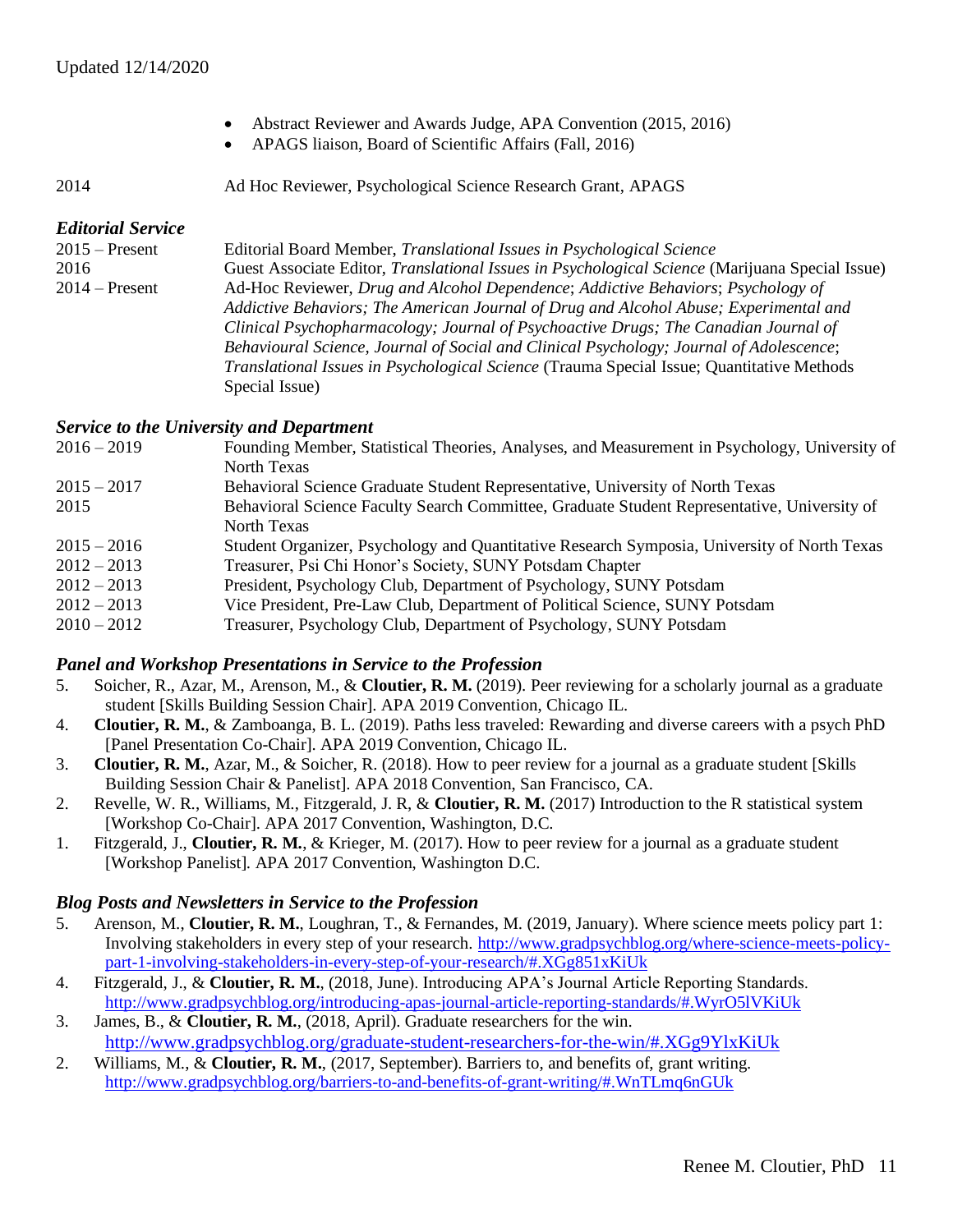- Abstract Reviewer and Awards Judge, APA Convention (2015, 2016)
- APAGS liaison, Board of Scientific Affairs (Fall, 2016)

2014 Ad Hoc Reviewer, Psychological Science Research Grant, APAGS

### *Editorial Service*

| | |
|---|---|
| 2015 – Present | Editorial Board Member, *Translational Issues in Psychological Science* |
| 2016 | Guest Associate Editor, *Translational Issues in Psychological Science* (Marijuana Special Issue) |
| 2014 – Present | Ad-Hoc Reviewer, *Drug and Alcohol Dependence*; *Addictive Behaviors*; *Psychology of Addictive Behaviors; The American Journal of Drug and Alcohol Abuse; Experimental and Clinical Psychopharmacology; Journal of Psychoactive Drugs; The Canadian Journal of Behavioural Science, Journal of Social and Clinical Psychology; Journal of Adolescence*; *Translational Issues in Psychological Science* (Trauma Special Issue; Quantitative Methods Special Issue) |

### *Service to the University and Department*

| | |
|---|---|
| 2016 – 2019 | Founding Member, Statistical Theories, Analyses, and Measurement in Psychology, University of North Texas |
| 2015 – 2017 | Behavioral Science Graduate Student Representative, University of North Texas |
| 2015 | Behavioral Science Faculty Search Committee, Graduate Student Representative, University of North Texas |
| 2015 – 2016 | Student Organizer, Psychology and Quantitative Research Symposia, University of North Texas |
| 2012 – 2013 | Treasurer, Psi Chi Honor's Society, SUNY Potsdam Chapter |
| 2012 – 2013 | President, Psychology Club, Department of Psychology, SUNY Potsdam |
| 2012 – 2013 | Vice President, Pre-Law Club, Department of Political Science, SUNY Potsdam |
| 2010 – 2012 | Treasurer, Psychology Club, Department of Psychology, SUNY Potsdam |

### *Panel and Workshop Presentations in Service to the Profession*

5. Soicher, R., Azar, M., Arenson, M., & **Cloutier, R. M.** (2019). Peer reviewing for a scholarly journal as a graduate student [Skills Building Session Chair]. APA 2019 Convention, Chicago IL.
4. **Cloutier, R. M.**, & Zamboanga, B. L. (2019). Paths less traveled: Rewarding and diverse careers with a psych PhD [Panel Presentation Co-Chair]. APA 2019 Convention, Chicago IL.
3. **Cloutier, R. M.**, Azar, M., & Soicher, R. (2018). How to peer review for a journal as a graduate student [Skills Building Session Chair & Panelist]. APA 2018 Convention, San Francisco, CA.
2. Revelle, W. R., Williams, M., Fitzgerald, J. R, & **Cloutier, R. M.** (2017) Introduction to the R statistical system [Workshop Co-Chair]. APA 2017 Convention, Washington, D.C.
1. Fitzgerald, J., **Cloutier, R. M.**, & Krieger, M. (2017). How to peer review for a journal as a graduate student [Workshop Panelist]. APA 2017 Convention, Washington D.C.

### *Blog Posts and Newsletters in Service to the Profession*

5. Arenson, M., **Cloutier, R. M.**, Loughran, T., & Fernandes, M. (2019, January). Where science meets policy part 1: Involving stakeholders in every step of your research. http://www.gradpsychblog.org/where-science-meets-policy-part-1-involving-stakeholders-in-every-step-of-your-research/#.XGg851xKiUk
4. Fitzgerald, J., & **Cloutier, R. M.**, (2018, June). Introducing APA's Journal Article Reporting Standards. http://www.gradpsychblog.org/introducing-apas-journal-article-reporting-standards/#.WyrO5lVKiUk
3. James, B., & **Cloutier, R. M.**, (2018, April). Graduate researchers for the win. http://www.gradpsychblog.org/graduate-student-researchers-for-the-win/#.XGg9YlxKiUk
2. Williams, M., & **Cloutier, R. M.**, (2017, September). Barriers to, and benefits of, grant writing. http://www.gradpsychblog.org/barriers-to-and-benefits-of-grant-writing/#.WnTLmq6nGUk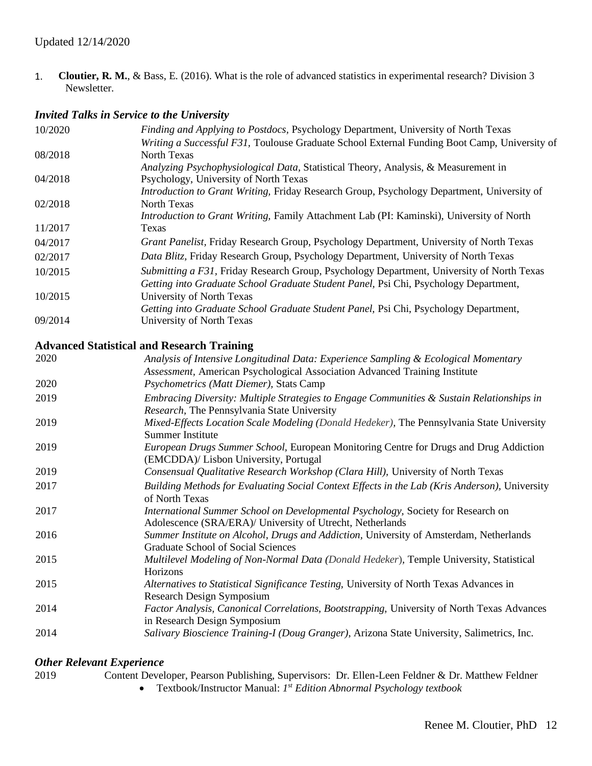Updated 12/14/2020

1. **Cloutier, R. M.**, & Bass, E. (2016). What is the role of advanced statistics in experimental research? Division 3 Newsletter.

### *Invited Talks in Service to the University*

| | |
|---|---|
| 10/2020 | *Finding and Applying to Postdocs*, Psychology Department, University of North Texas |
| 08/2018 | *Writing a Successful F31,* Toulouse Graduate School External Funding Boot Camp, University of North Texas |
| 04/2018 | *Analyzing Psychophysiological Data,* Statistical Theory, Analysis, & Measurement in Psychology, University of North Texas |
| 02/2018 | *Introduction to Grant Writing,* Friday Research Group, Psychology Department, University of North Texas |
| 11/2017 | *Introduction to Grant Writing,* Family Attachment Lab (PI: Kaminski), University of North Texas |
| 04/2017 | *Grant Panelist,* Friday Research Group, Psychology Department, University of North Texas |
| 02/2017 | *Data Blitz,* Friday Research Group, Psychology Department, University of North Texas |
| 10/2015 | *Submitting a F31,* Friday Research Group, Psychology Department, University of North Texas |
| 10/2015 | *Getting into Graduate School Graduate Student Panel,* Psi Chi, Psychology Department, University of North Texas |
| 09/2014 | *Getting into Graduate School Graduate Student Panel,* Psi Chi, Psychology Department, University of North Texas |

### **Advanced Statistical and Research Training**

| | |
|---|---|
| 2020 | *Analysis of Intensive Longitudinal Data: Experience Sampling & Ecological Momentary Assessment,* American Psychological Association Advanced Training Institute |
| 2020 | *Psychometrics (Matt Diemer),* Stats Camp |
| 2019 | *Embracing Diversity: Multiple Strategies to Engage Communities & Sustain Relationships in Research,* The Pennsylvania State University |
| 2019 | *Mixed-Effects Location Scale Modeling (Donald Hedeker),* The Pennsylvania State University Summer Institute |
| 2019 | *European Drugs Summer School,* European Monitoring Centre for Drugs and Drug Addiction (EMCDDA)/ Lisbon University, Portugal |
| 2019 | *Consensual Qualitative Research Workshop (Clara Hill),* University of North Texas |
| 2017 | *Building Methods for Evaluating Social Context Effects in the Lab (Kris Anderson),* University of North Texas |
| 2017 | *International Summer School on Developmental Psychology,* Society for Research on Adolescence (SRA/ERA)/ University of Utrecht, Netherlands |
| 2016 | *Summer Institute on Alcohol, Drugs and Addiction,* University of Amsterdam, Netherlands Graduate School of Social Sciences |
| 2015 | *Multilevel Modeling of Non-Normal Data (Donald Hedeker),* Temple University, Statistical Horizons |
| 2015 | *Alternatives to Statistical Significance Testing,* University of North Texas Advances in Research Design Symposium |
| 2014 | *Factor Analysis, Canonical Correlations, Bootstrapping,* University of North Texas Advances in Research Design Symposium |
| 2014 | *Salivary Bioscience Training-I (Doug Granger),* Arizona State University, Salimetrics, Inc. |

### *Other Relevant Experience*

2019 Content Developer, Pearson Publishing, Supervisors: Dr. Ellen-Leen Feldner & Dr. Matthew Feldner

- Textbook/Instructor Manual: *1st Edition Abnormal Psychology textbook*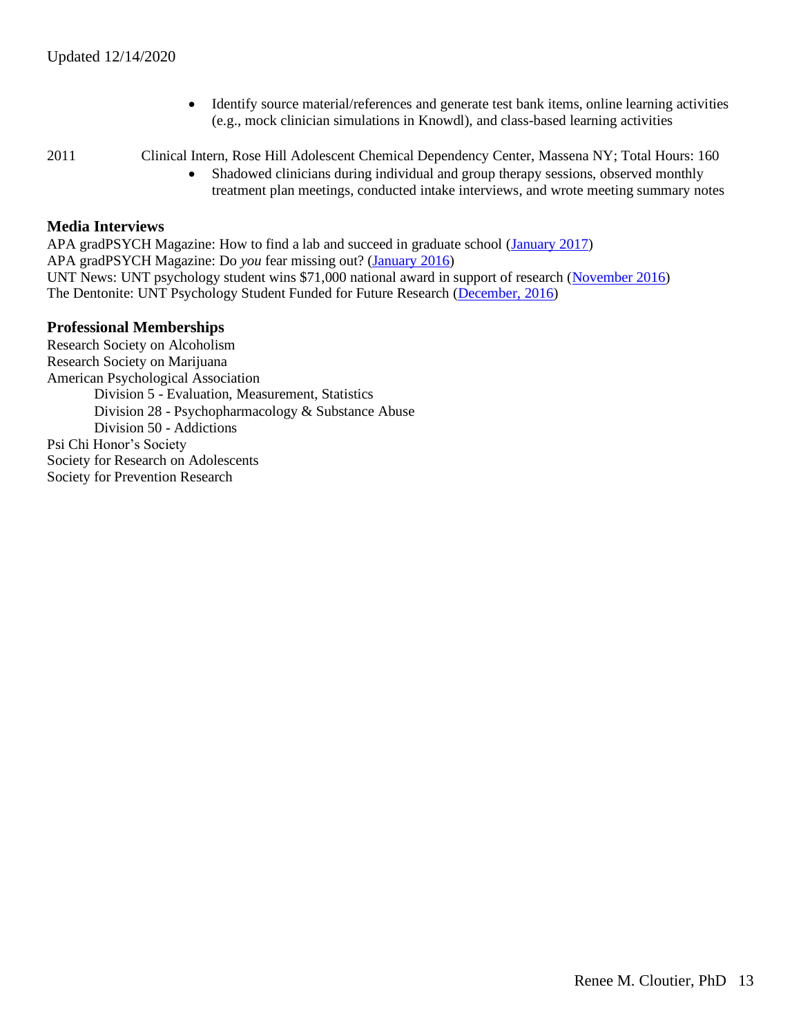- Identify source material/references and generate test bank items, online learning activities (e.g., mock clinician simulations in Knowdl), and class-based learning activities

2011 Clinical Intern, Rose Hill Adolescent Chemical Dependency Center, Massena NY; Total Hours: 160

- Shadowed clinicians during individual and group therapy sessions, observed monthly treatment plan meetings, conducted intake interviews, and wrote meeting summary notes

## Media Interviews

APA gradPSYCH Magazine: How to find a lab and succeed in graduate school (January 2017)
APA gradPSYCH Magazine: Do *you* fear missing out? (January 2016)
UNT News: UNT psychology student wins $71,000 national award in support of research (November 2016)
The Dentonite: UNT Psychology Student Funded for Future Research (December, 2016)

## Professional Memberships

Research Society on Alcoholism
Research Society on Marijuana
American Psychological Association
- Division 5 - Evaluation, Measurement, Statistics
- Division 28 - Psychopharmacology & Substance Abuse
- Division 50 - Addictions

Psi Chi Honor's Society
Society for Research on Adolescents
Society for Prevention Research